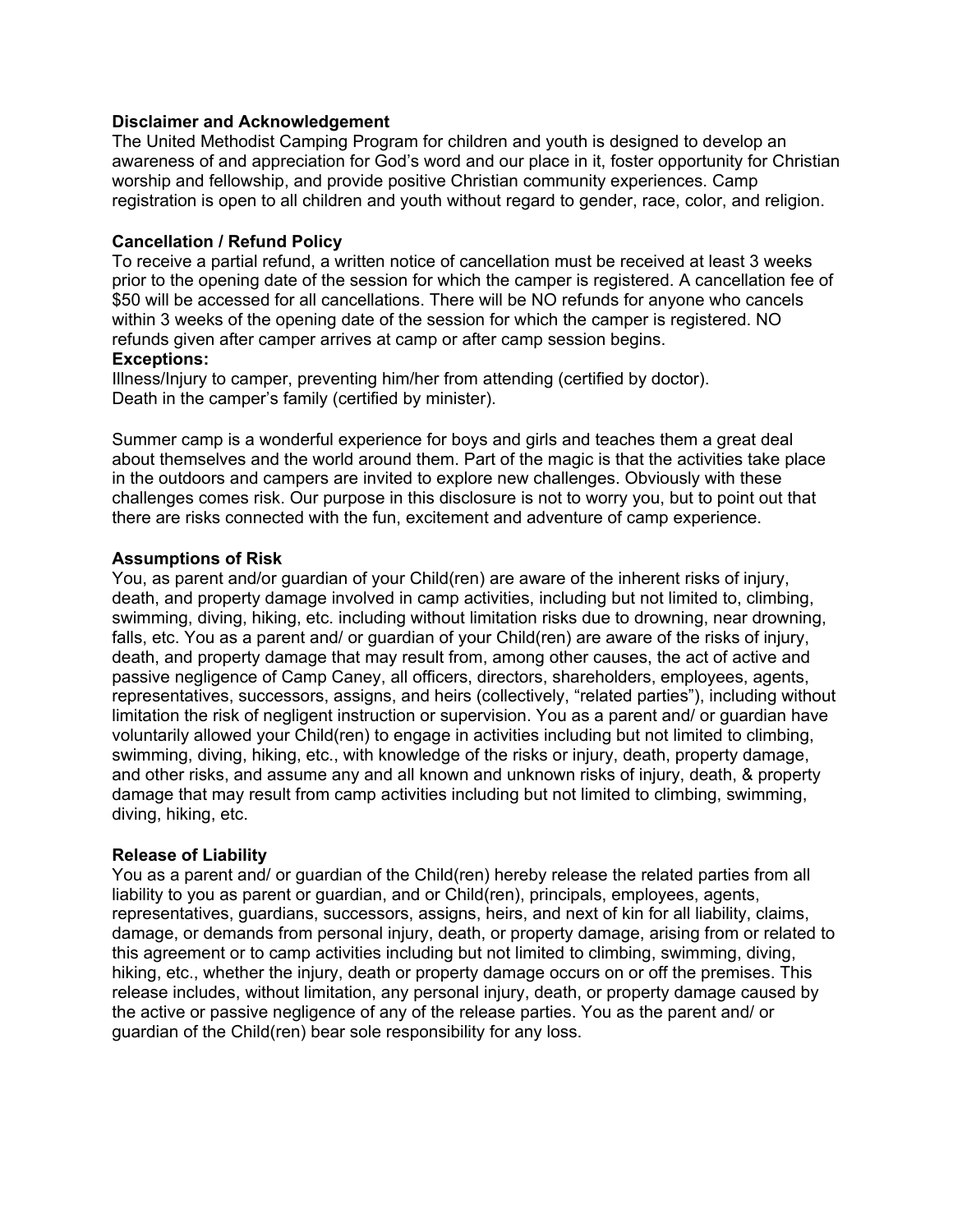**Disclaimer and Acknowledgement**

The United Methodist Camping Program for children and youth is designed to develop an awareness of and appreciation for God's word and our place in it, foster opportunity for Christian worship and fellowship, and provide positive Christian community experiences. Camp registration is open to all children and youth without regard to gender, race, color, and religion.

**Cancellation / Refund Policy**

To receive a partial refund, a written notice of cancellation must be received at least 3 weeks prior to the opening date of the session for which the camper is registered. A cancellation fee of $50 will be accessed for all cancellations. There will be NO refunds for anyone who cancels within 3 weeks of the opening date of the session for which the camper is registered. NO refunds given after camper arrives at camp or after camp session begins.

**Exceptions:**

Illness/Injury to camper, preventing him/her from attending (certified by doctor).
Death in the camper's family (certified by minister).

Summer camp is a wonderful experience for boys and girls and teaches them a great deal about themselves and the world around them. Part of the magic is that the activities take place in the outdoors and campers are invited to explore new challenges. Obviously with these challenges comes risk. Our purpose in this disclosure is not to worry you, but to point out that there are risks connected with the fun, excitement and adventure of camp experience.

**Assumptions of Risk**

You, as parent and/or guardian of your Child(ren) are aware of the inherent risks of injury, death, and property damage involved in camp activities, including but not limited to, climbing, swimming, diving, hiking, etc. including without limitation risks due to drowning, near drowning, falls, etc. You as a parent and/ or guardian of your Child(ren) are aware of the risks of injury, death, and property damage that may result from, among other causes, the act of active and passive negligence of Camp Caney, all officers, directors, shareholders, employees, agents, representatives, successors, assigns, and heirs (collectively, "related parties"), including without limitation the risk of negligent instruction or supervision. You as a parent and/ or guardian have voluntarily allowed your Child(ren) to engage in activities including but not limited to climbing, swimming, diving, hiking, etc., with knowledge of the risks or injury, death, property damage, and other risks, and assume any and all known and unknown risks of injury, death, & property damage that may result from camp activities including but not limited to climbing, swimming, diving, hiking, etc.

**Release of Liability**

You as a parent and/ or guardian of the Child(ren) hereby release the related parties from all liability to you as parent or guardian, and or Child(ren), principals, employees, agents, representatives, guardians, successors, assigns, heirs, and next of kin for all liability, claims, damage, or demands from personal injury, death, or property damage, arising from or related to this agreement or to camp activities including but not limited to climbing, swimming, diving, hiking, etc., whether the injury, death or property damage occurs on or off the premises. This release includes, without limitation, any personal injury, death, or property damage caused by the active or passive negligence of any of the release parties. You as the parent and/ or guardian of the Child(ren) bear sole responsibility for any loss.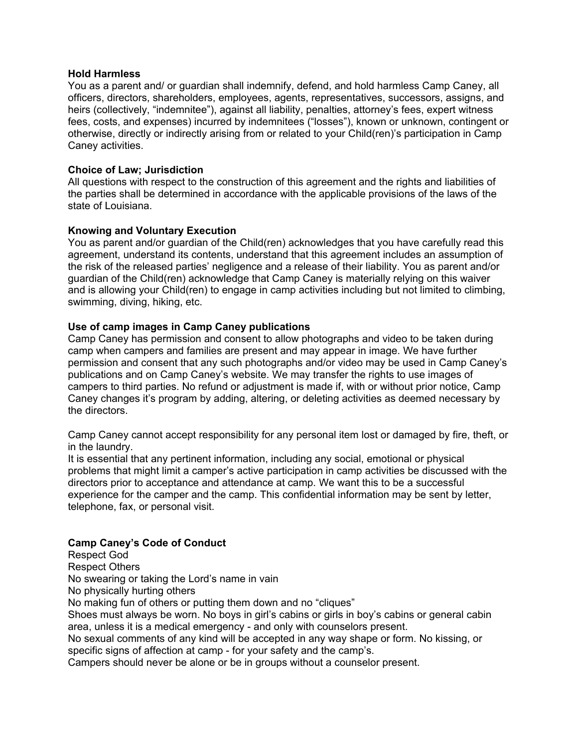**Hold Harmless**
You as a parent and/ or guardian shall indemnify, defend, and hold harmless Camp Caney, all officers, directors, shareholders, employees, agents, representatives, successors, assigns, and heirs (collectively, "indemnitee"), against all liability, penalties, attorney's fees, expert witness fees, costs, and expenses) incurred by indemnitees ("losses"), known or unknown, contingent or otherwise, directly or indirectly arising from or related to your Child(ren)'s participation in Camp Caney activities.

**Choice of Law; Jurisdiction**
All questions with respect to the construction of this agreement and the rights and liabilities of the parties shall be determined in accordance with the applicable provisions of the laws of the state of Louisiana.

**Knowing and Voluntary Execution**
You as parent and/or guardian of the Child(ren) acknowledges that you have carefully read this agreement, understand its contents, understand that this agreement includes an assumption of the risk of the released parties' negligence and a release of their liability. You as parent and/or guardian of the Child(ren) acknowledge that Camp Caney is materially relying on this waiver and is allowing your Child(ren) to engage in camp activities including but not limited to climbing, swimming, diving, hiking, etc.

**Use of camp images in Camp Caney publications**
Camp Caney has permission and consent to allow photographs and video to be taken during camp when campers and families are present and may appear in image. We have further permission and consent that any such photographs and/or video may be used in Camp Caney's publications and on Camp Caney's website. We may transfer the rights to use images of campers to third parties. No refund or adjustment is made if, with or without prior notice, Camp Caney changes it's program by adding, altering, or deleting activities as deemed necessary by the directors.

Camp Caney cannot accept responsibility for any personal item lost or damaged by fire, theft, or in the laundry.
It is essential that any pertinent information, including any social, emotional or physical problems that might limit a camper's active participation in camp activities be discussed with the directors prior to acceptance and attendance at camp. We want this to be a successful experience for the camper and the camp. This confidential information may be sent by letter, telephone, fax, or personal visit.

**Camp Caney's Code of Conduct**
Respect God
Respect Others
No swearing or taking the Lord's name in vain
No physically hurting others
No making fun of others or putting them down and no "cliques"
Shoes must always be worn. No boys in girl's cabins or girls in boy's cabins or general cabin area, unless it is a medical emergency - and only with counselors present.
No sexual comments of any kind will be accepted in any way shape or form. No kissing, or specific signs of affection at camp - for your safety and the camp's.
Campers should never be alone or be in groups without a counselor present.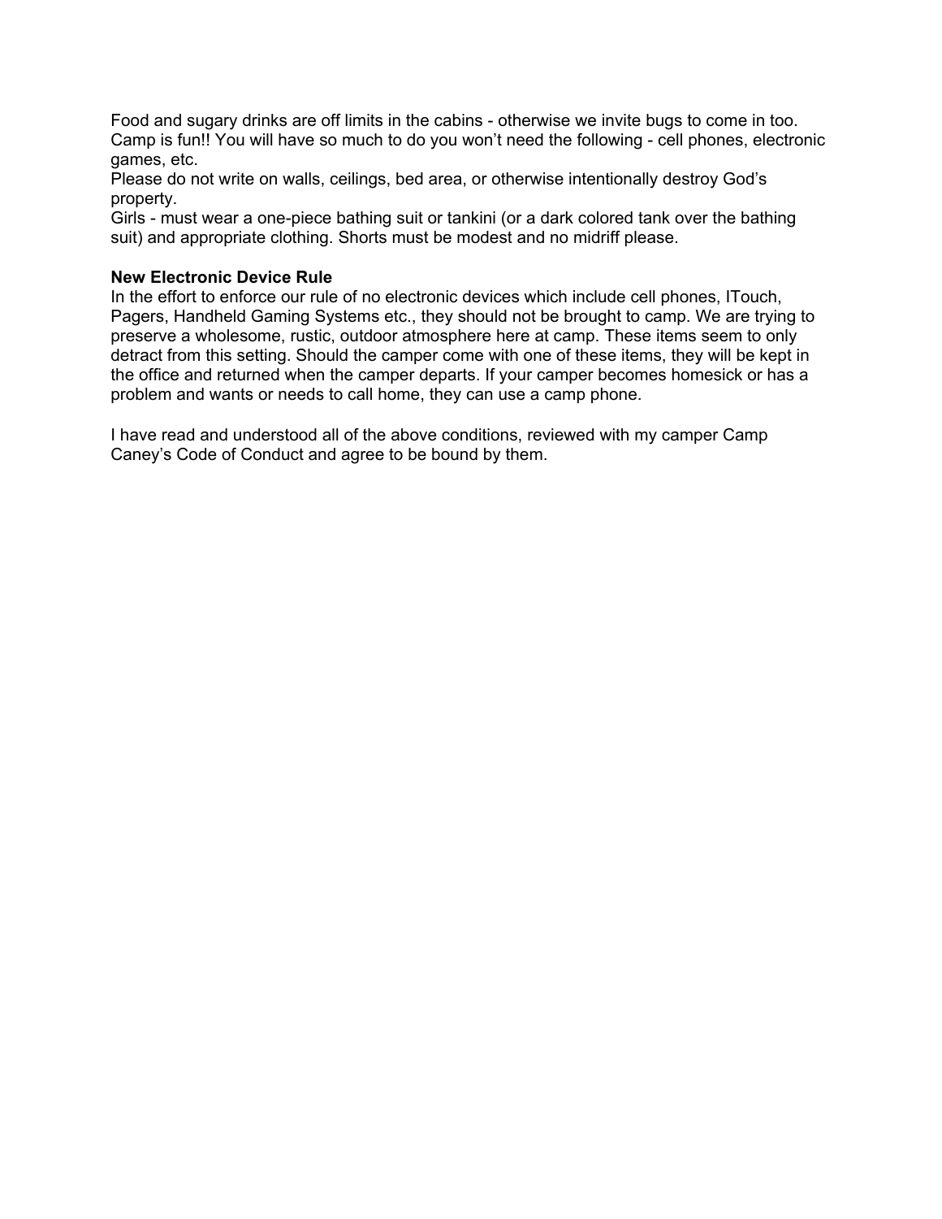Food and sugary drinks are off limits in the cabins - otherwise we invite bugs to come in too.
Camp is fun!! You will have so much to do you won't need the following - cell phones, electronic games, etc.
Please do not write on walls, ceilings, bed area, or otherwise intentionally destroy God's property.
Girls - must wear a one-piece bathing suit or tankini (or a dark colored tank over the bathing suit) and appropriate clothing. Shorts must be modest and no midriff please.

**New Electronic Device Rule**
In the effort to enforce our rule of no electronic devices which include cell phones, ITouch, Pagers, Handheld Gaming Systems etc., they should not be brought to camp. We are trying to preserve a wholesome, rustic, outdoor atmosphere here at camp. These items seem to only detract from this setting. Should the camper come with one of these items, they will be kept in the office and returned when the camper departs. If your camper becomes homesick or has a problem and wants or needs to call home, they can use a camp phone.

I have read and understood all of the above conditions, reviewed with my camper Camp Caney's Code of Conduct and agree to be bound by them.